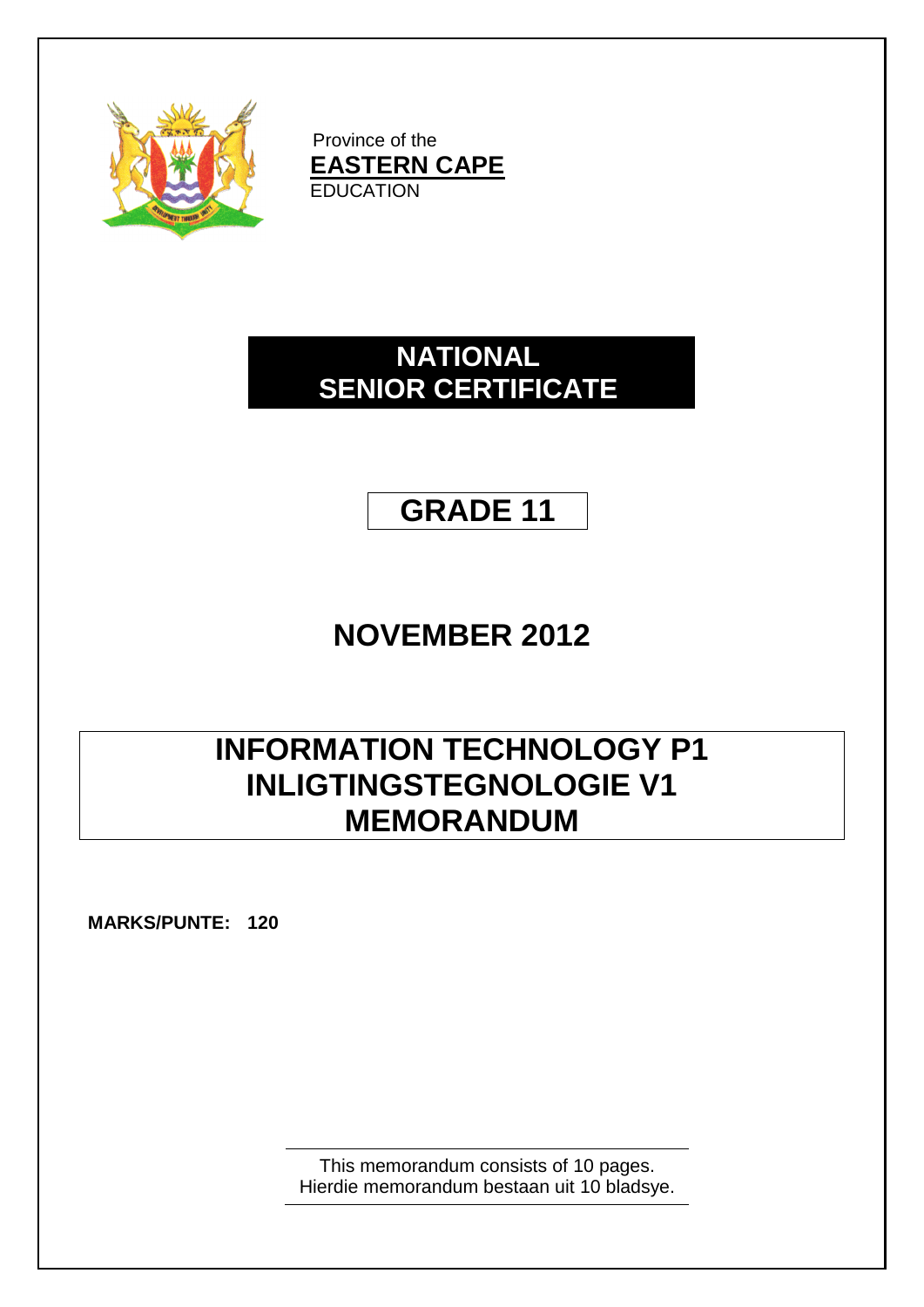Province of the
**EASTERN CAPE**
EDUCATION

# NATIONAL SENIOR CERTIFICATE

# GRADE 11

# NOVEMBER 2012

# INFORMATION TECHNOLOGY P1
# INLIGTINGSTEGNOLOGIE V1
# MEMORANDUM

**MARKS/PUNTE: 120**

This memorandum consists of 10 pages.
Hierdie memorandum bestaan uit 10 bladsye.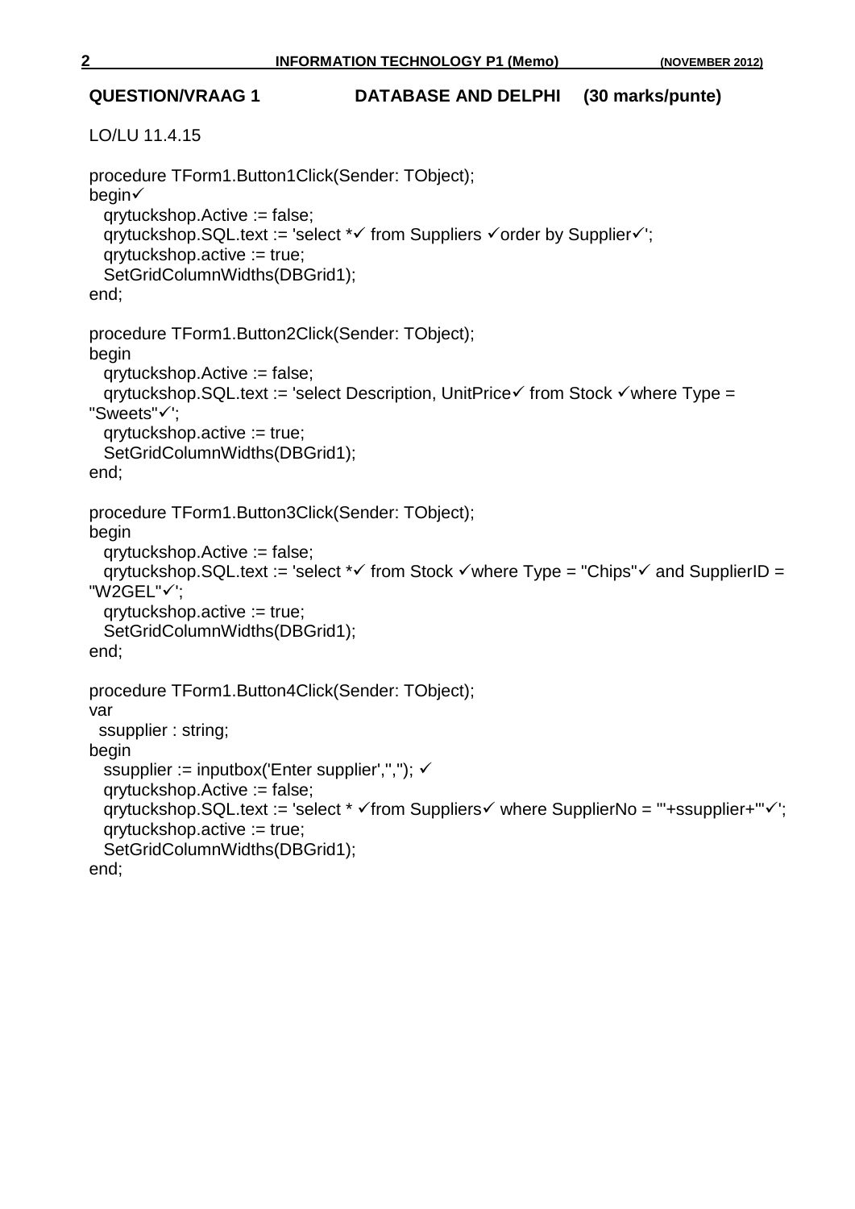**QUESTION/VRAAG 1 DATABASE AND DELPHI (30 marks/punte)**

LO/LU 11.4.15

```
procedure TForm1.Button1Click(Sender: TObject);
begin✓
  qrytuckshop.Active := false;
  qrytuckshop.SQL.text := 'select *✓ from Suppliers ✓order by Supplier✓';
  qrytuckshop.active := true;
  SetGridColumnWidths(DBGrid1);
end;

procedure TForm1.Button2Click(Sender: TObject);
begin
  qrytuckshop.Active := false;
  qrytuckshop.SQL.text := 'select Description, UnitPrice✓ from Stock ✓where Type =
"Sweets"✓';
  qrytuckshop.active := true;
  SetGridColumnWidths(DBGrid1);
end;

procedure TForm1.Button3Click(Sender: TObject);
begin
  qrytuckshop.Active := false;
  qrytuckshop.SQL.text := 'select *✓ from Stock ✓where Type = "Chips"✓ and SupplierID =
"W2GEL"✓';
  qrytuckshop.active := true;
  SetGridColumnWidths(DBGrid1);
end;

procedure TForm1.Button4Click(Sender: TObject);
var
  ssupplier : string;
begin
  ssupplier := inputbox('Enter supplier','',''); ✓
  qrytuckshop.Active := false;
  qrytuckshop.SQL.text := 'select * ✓from Suppliers✓ where SupplierNo = '''+ssupplier+'''✓';
  qrytuckshop.active := true;
  SetGridColumnWidths(DBGrid1);
end;
```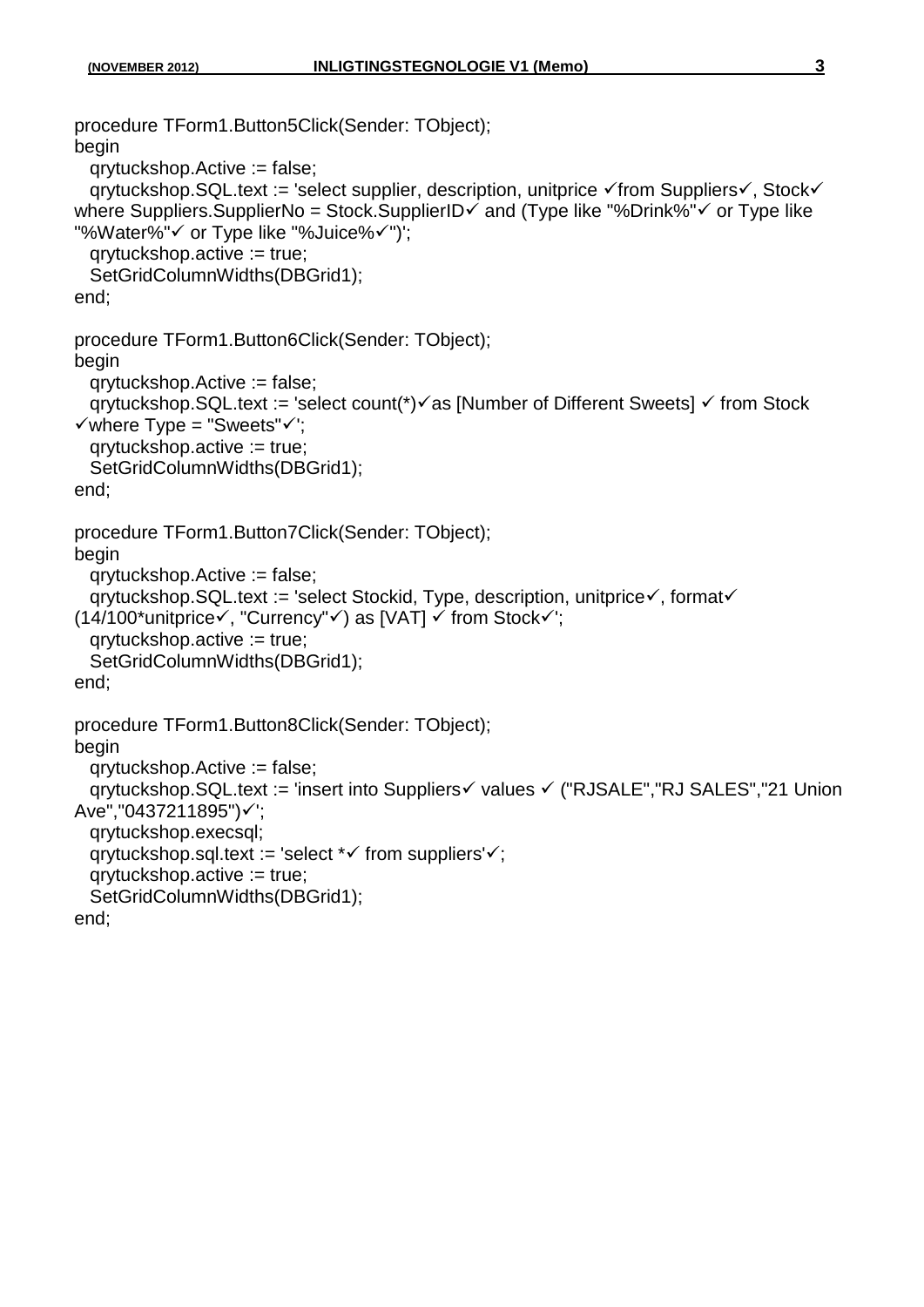```
procedure TForm1.Button5Click(Sender: TObject);
begin
  qrytuckshop.Active := false;
  qrytuckshop.SQL.text := 'select supplier, description, unitprice ✓from Suppliers✓, Stock✓
where Suppliers.SupplierNo = Stock.SupplierID✓ and (Type like "%Drink%"✓ or Type like
"%Water%"✓ or Type like "%Juice%✓")';
  qrytuckshop.active := true;
  SetGridColumnWidths(DBGrid1);
end;

procedure TForm1.Button6Click(Sender: TObject);
begin
  qrytuckshop.Active := false;
  qrytuckshop.SQL.text := 'select count(*)✓as [Number of Different Sweets] ✓ from Stock
✓where Type = "Sweets"✓';
  qrytuckshop.active := true;
  SetGridColumnWidths(DBGrid1);
end;

procedure TForm1.Button7Click(Sender: TObject);
begin
  qrytuckshop.Active := false;
  qrytuckshop.SQL.text := 'select Stockid, Type, description, unitprice✓, format✓
(14/100*unitprice✓, "Currency"✓) as [VAT] ✓ from Stock✓';
  qrytuckshop.active := true;
  SetGridColumnWidths(DBGrid1);
end;

procedure TForm1.Button8Click(Sender: TObject);
begin
  qrytuckshop.Active := false;
  qrytuckshop.SQL.text := 'insert into Suppliers✓ values ✓ ("RJSALE","RJ SALES","21 Union
Ave","0437211895")✓';
  qrytuckshop.execsql;
  qrytuckshop.sql.text := 'select *✓ from suppliers'✓;
  qrytuckshop.active := true;
  SetGridColumnWidths(DBGrid1);
end;
```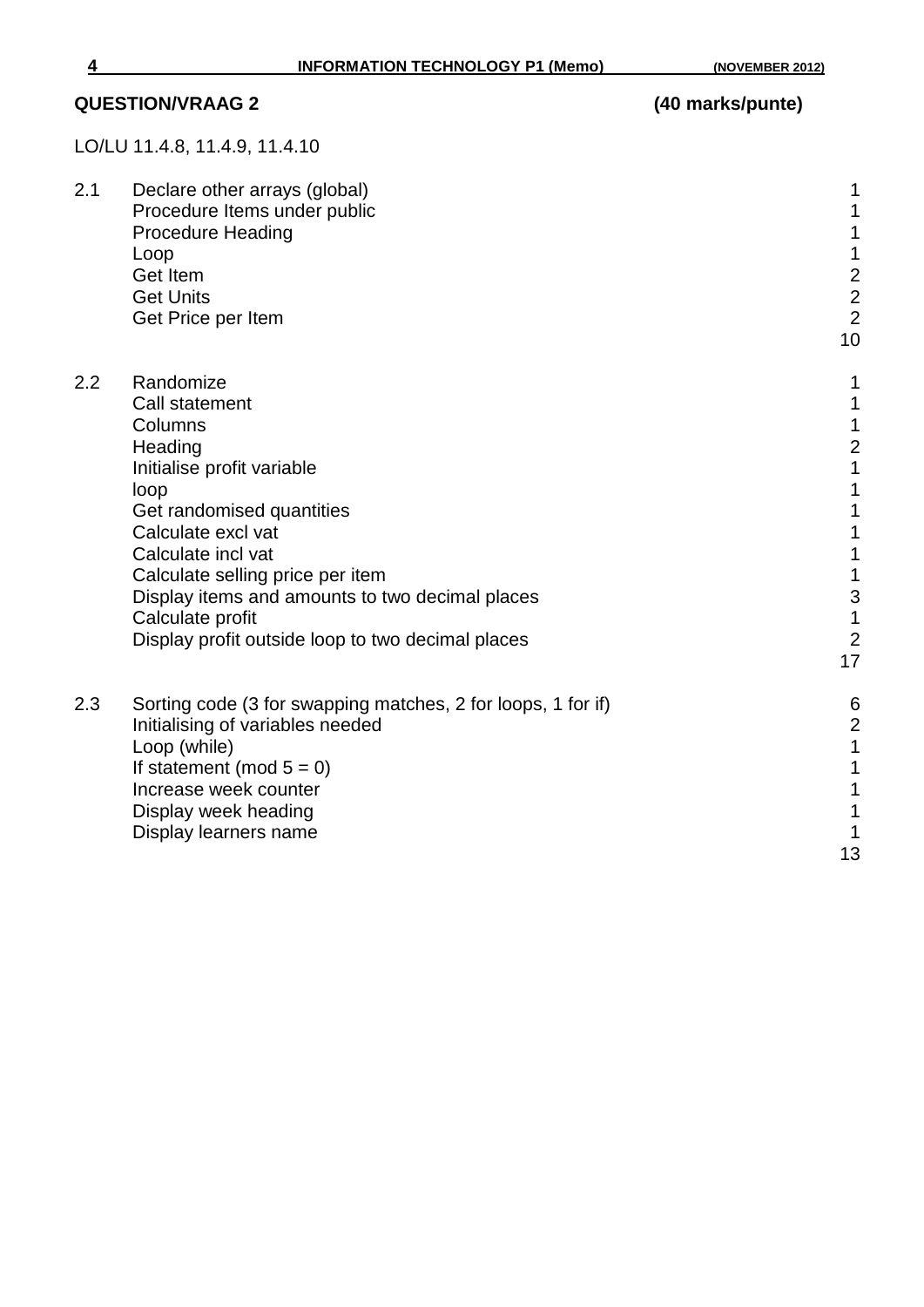## QUESTION/VRAAG 2 (40 marks/punte)

LO/LU 11.4.8, 11.4.9, 11.4.10

| | | |
|---|---|---|
| 2.1 | Declare other arrays (global) | 1 |
| | Procedure Items under public | 1 |
| | Procedure Heading | 1 |
| | Loop | 1 |
| | Get Item | 2 |
| | Get Units | 2 |
| | Get Price per Item | 2 |
| | | 10 |
| 2.2 | Randomize | 1 |
| | Call statement | 1 |
| | Columns | 1 |
| | Heading | 2 |
| | Initialise profit variable | 1 |
| | loop | 1 |
| | Get randomised quantities | 1 |
| | Calculate excl vat | 1 |
| | Calculate incl vat | 1 |
| | Calculate selling price per item | 1 |
| | Display items and amounts to two decimal places | 3 |
| | Calculate profit | 1 |
| | Display profit outside loop to two decimal places | 2 |
| | | 17 |
| 2.3 | Sorting code (3 for swapping matches, 2 for loops, 1 for if) | 6 |
| | Initialising of variables needed | 2 |
| | Loop (while) | 1 |
| | If statement (mod 5 = 0) | 1 |
| | Increase week counter | 1 |
| | Display week heading | 1 |
| | Display learners name | 1 |
| | | 13 |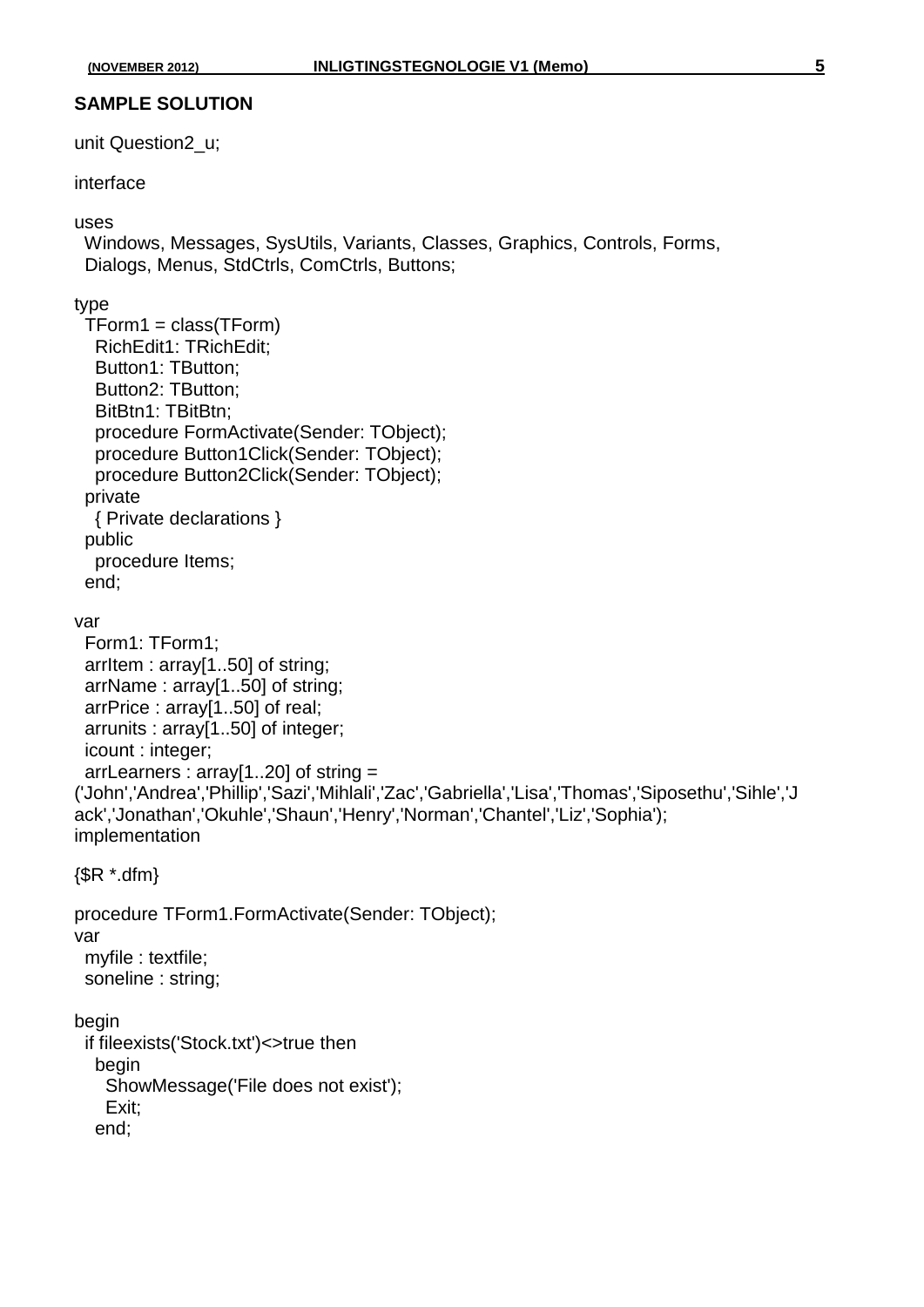**SAMPLE SOLUTION**

```
unit Question2_u;

interface

uses
  Windows, Messages, SysUtils, Variants, Classes, Graphics, Controls, Forms,
  Dialogs, Menus, StdCtrls, ComCtrls, Buttons;

type
  TForm1 = class(TForm)
    RichEdit1: TRichEdit;
    Button1: TButton;
    Button2: TButton;
    BitBtn1: TBitBtn;
    procedure FormActivate(Sender: TObject);
    procedure Button1Click(Sender: TObject);
    procedure Button2Click(Sender: TObject);
  private
    { Private declarations }
  public
    procedure Items;
  end;

var
  Form1: TForm1;
  arrItem : array[1..50] of string;
  arrName : array[1..50] of string;
  arrPrice : array[1..50] of real;
  arrunits : array[1..50] of integer;
  icount : integer;
  arrLearners : array[1..20] of string =
('John','Andrea','Phillip','Sazi','Mihlali','Zac','Gabriella','Lisa','Thomas','Siposethu','Sihle','Jack','Jonathan','Okuhle','Shaun','Henry','Norman','Chantel','Liz','Sophia');
implementation

{$R *.dfm}

procedure TForm1.FormActivate(Sender: TObject);
var
  myfile : textfile;
  soneline : string;

begin
  if fileexists('Stock.txt')<>true then
    begin
      ShowMessage('File does not exist');
      Exit;
    end;
```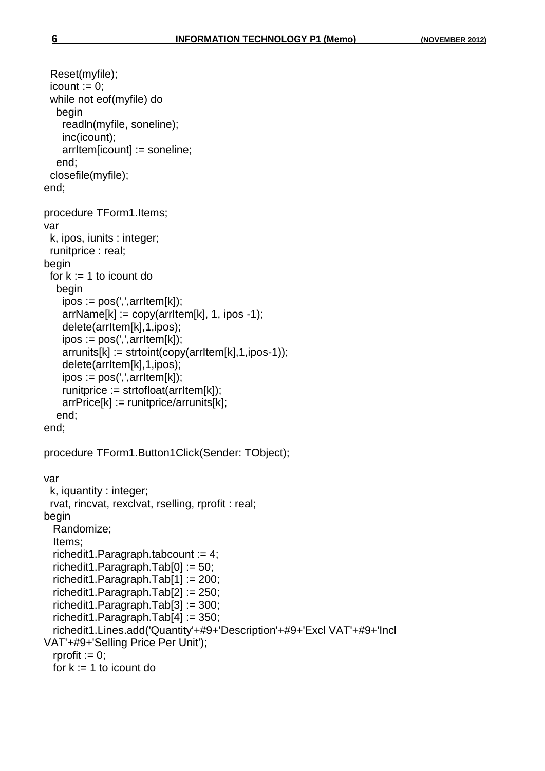```
  Reset(myfile);
  icount := 0;
  while not eof(myfile) do
    begin
      readln(myfile, soneline);
      inc(icount);
      arrItem[icount] := soneline;
    end;
  closefile(myfile);
end;

procedure TForm1.Items;
var
  k, ipos, iunits : integer;
  runitprice : real;
begin
  for k := 1 to icount do
    begin
      ipos := pos(',',arrItem[k]);
      arrName[k] := copy(arrItem[k], 1, ipos -1);
      delete(arrItem[k],1,ipos);
      ipos := pos(',',arrItem[k]);
      arrunits[k] := strtoint(copy(arrItem[k],1,ipos-1));
      delete(arrItem[k],1,ipos);
      ipos := pos(',',arrItem[k]);
      runitprice := strtofloat(arrItem[k]);
      arrPrice[k] := runitprice/arrunits[k];
    end;
end;

procedure TForm1.Button1Click(Sender: TObject);

var
  k, iquantity : integer;
  rvat, rincvat, rexclvat, rselling, rprofit : real;
begin
   Randomize;
   Items;
   richedit1.Paragraph.tabcount := 4;
   richedit1.Paragraph.Tab[0] := 50;
   richedit1.Paragraph.Tab[1] := 200;
   richedit1.Paragraph.Tab[2] := 250;
   richedit1.Paragraph.Tab[3] := 300;
   richedit1.Paragraph.Tab[4] := 350;
   richedit1.Lines.add('Quantity'+#9+'Description'+#9+'Excl VAT'+#9+'Incl
VAT'+#9+'Selling Price Per Unit');
   rprofit := 0;
   for k := 1 to icount do
```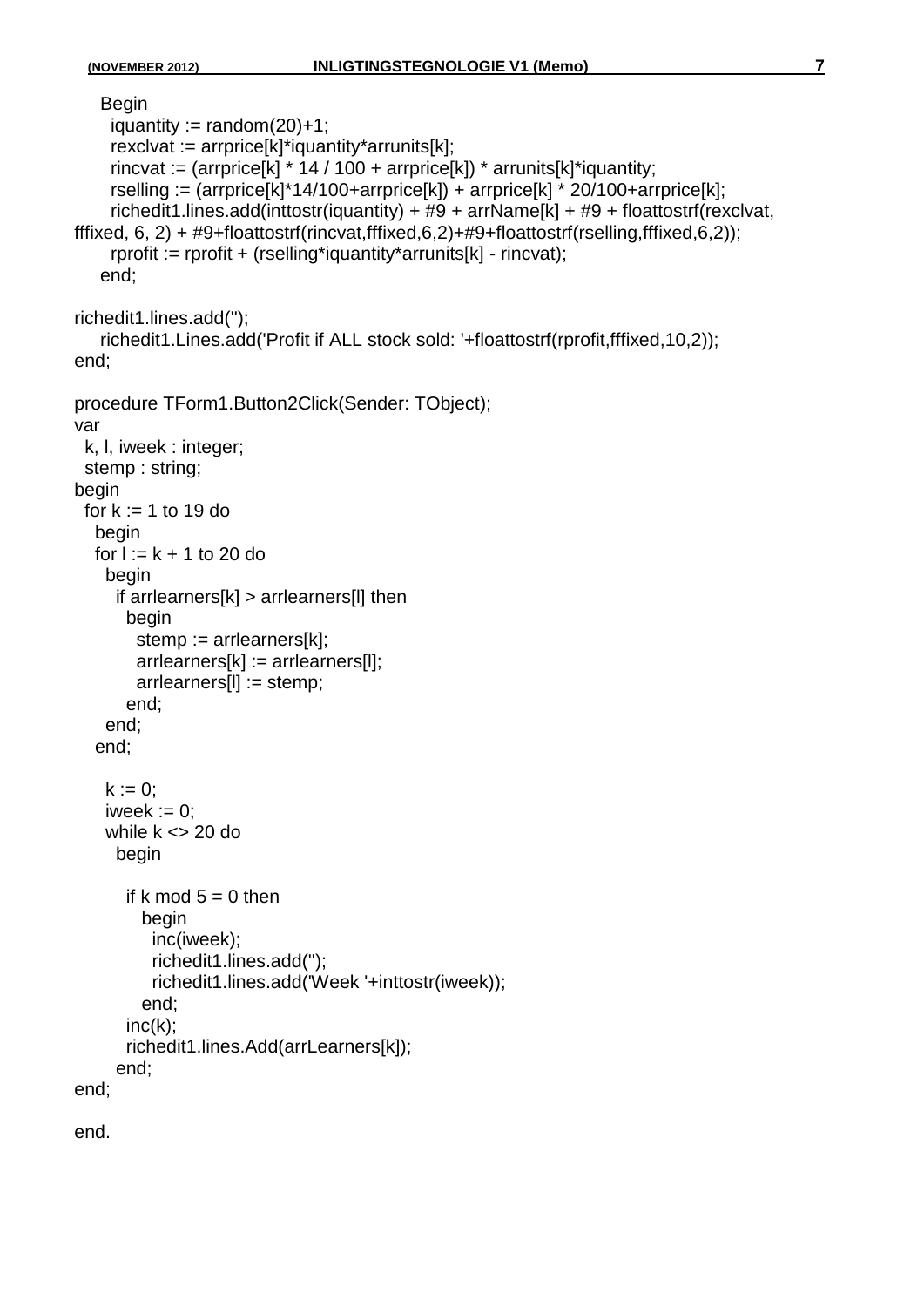```
    Begin
      iquantity := random(20)+1;
      rexclvat := arrprice[k]*iquantity*arrunits[k];
      rincvat := (arrprice[k] * 14 / 100 + arrprice[k]) * arrunits[k]*iquantity;
      rselling := (arrprice[k]*14/100+arrprice[k]) + arrprice[k] * 20/100+arrprice[k];
      richedit1.lines.add(inttostr(iquantity) + #9 + arrName[k] + #9 + floattostrf(rexclvat,
fffixed, 6, 2) + #9+floattostrf(rincvat,fffixed,6,2)+#9+floattostrf(rselling,fffixed,6,2));
      rprofit := rprofit + (rselling*iquantity*arrunits[k] - rincvat);
    end;

richedit1.lines.add('');
    richedit1.Lines.add('Profit if ALL stock sold: '+floattostrf(rprofit,fffixed,10,2));
end;

procedure TForm1.Button2Click(Sender: TObject);
var
  k, l, iweek : integer;
  stemp : string;
begin
  for k := 1 to 19 do
    begin
    for l := k + 1 to 20 do
      begin
        if arrlearners[k] > arrlearners[l] then
          begin
            stemp := arrlearners[k];
            arrlearners[k] := arrlearners[l];
            arrlearners[l] := stemp;
          end;
      end;
    end;

      k := 0;
      iweek := 0;
      while k <> 20 do
        begin

          if k mod 5 = 0 then
            begin
              inc(iweek);
              richedit1.lines.add('');
              richedit1.lines.add('Week '+inttostr(iweek));
            end;
          inc(k);
          richedit1.lines.Add(arrLearners[k]);
        end;
end;

end.
```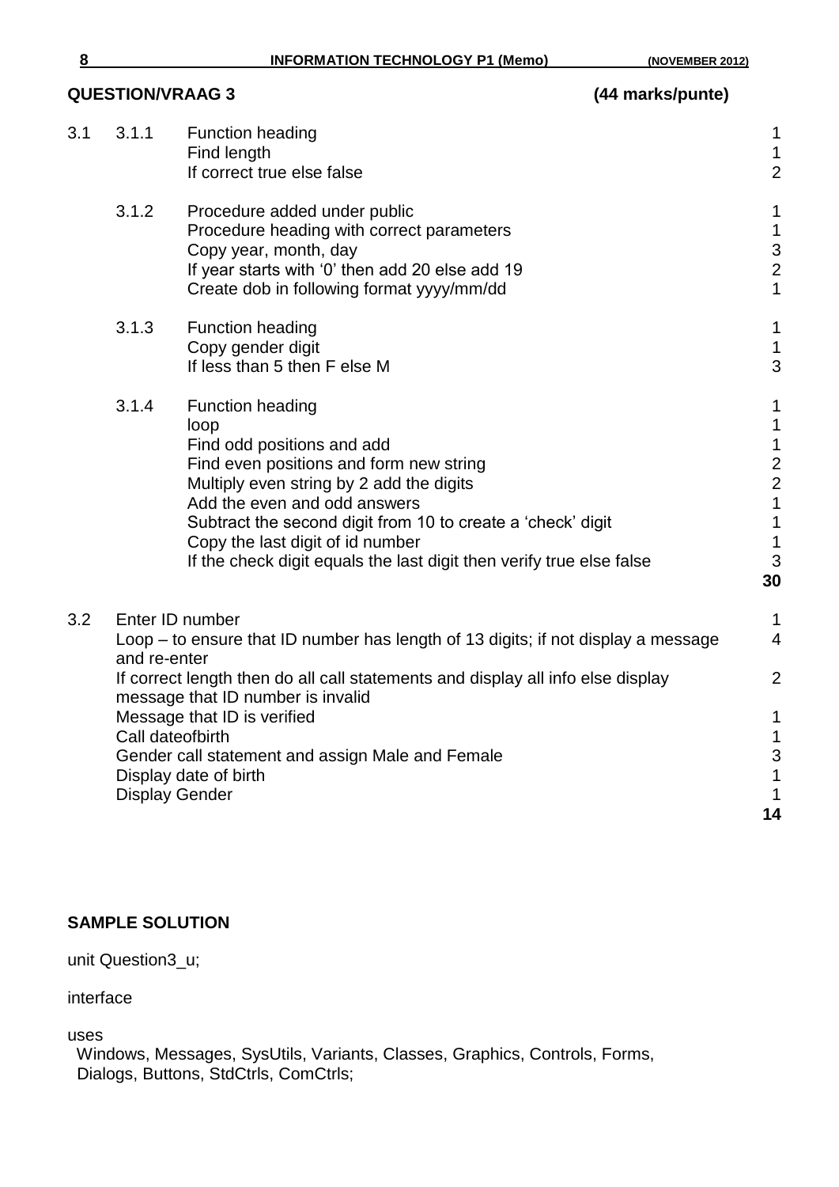## QUESTION/VRAAG 3 (44 marks/punte)

| | | | |
|---|---|---|---|
| 3.1 | 3.1.1 | Function heading | 1 |
| | | Find length | 1 |
| | | If correct true else false | 2 |
| | 3.1.2 | Procedure added under public | 1 |
| | | Procedure heading with correct parameters | 1 |
| | | Copy year, month, day | 3 |
| | | If year starts with '0' then add 20 else add 19 | 2 |
| | | Create dob in following format yyyy/mm/dd | 1 |
| | 3.1.3 | Function heading | 1 |
| | | Copy gender digit | 1 |
| | | If less than 5 then F else M | 3 |
| | 3.1.4 | Function heading | 1 |
| | | loop | 1 |
| | | Find odd positions and add | 1 |
| | | Find even positions and form new string | 2 |
| | | Multiply even string by 2 add the digits | 2 |
| | | Add the even and odd answers | 1 |
| | | Subtract the second digit from 10 to create a 'check' digit | 1 |
| | | Copy the last digit of id number | 1 |
| | | If the check digit equals the last digit then verify true else false | 3 |
| | | | **30** |
| 3.2 | Enter ID number | | 1 |
| | Loop – to ensure that ID number has length of 13 digits; if not display a message and re-enter | | 4 |
| | If correct length then do all call statements and display all info else display message that ID number is invalid | | 2 |
| | Message that ID is verified | | 1 |
| | Call dateofbirth | | 1 |
| | Gender call statement and assign Male and Female | | 3 |
| | Display date of birth | | 1 |
| | Display Gender | | 1 |
| | | | **14** |

**SAMPLE SOLUTION**

```
unit Question3_u;

interface

uses
  Windows, Messages, SysUtils, Variants, Classes, Graphics, Controls, Forms,
  Dialogs, Buttons, StdCtrls, ComCtrls;
```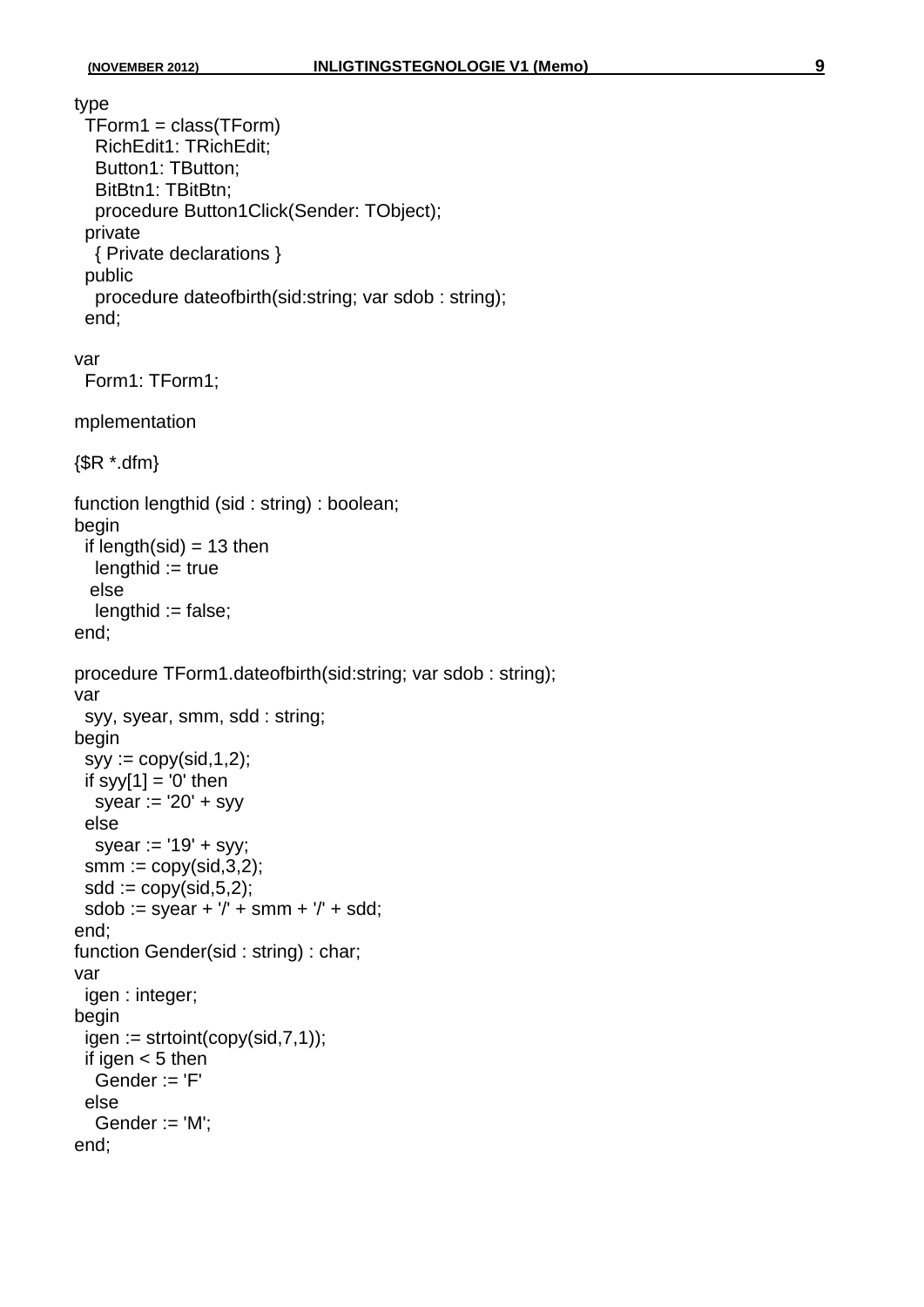```
type
  TForm1 = class(TForm)
    RichEdit1: TRichEdit;
    Button1: TButton;
    BitBtn1: TBitBtn;
    procedure Button1Click(Sender: TObject);
  private
    { Private declarations }
  public
    procedure dateofbirth(sid:string; var sdob : string);
  end;

var
  Form1: TForm1;

mplementation

{$R *.dfm}

function lengthid (sid : string) : boolean;
begin
  if length(sid) = 13 then
    lengthid := true
   else
    lengthid := false;
end;

procedure TForm1.dateofbirth(sid:string; var sdob : string);
var
  syy, syear, smm, sdd : string;
begin
  syy := copy(sid,1,2);
  if syy[1] = '0' then
    syear := '20' + syy
  else
    syear := '19' + syy;
  smm := copy(sid,3,2);
  sdd := copy(sid,5,2);
  sdob := syear + '/' + smm + '/' + sdd;
end;
function Gender(sid : string) : char;
var
  igen : integer;
begin
  igen := strtoint(copy(sid,7,1));
  if igen < 5 then
    Gender := 'F'
  else
    Gender := 'M';
end;
```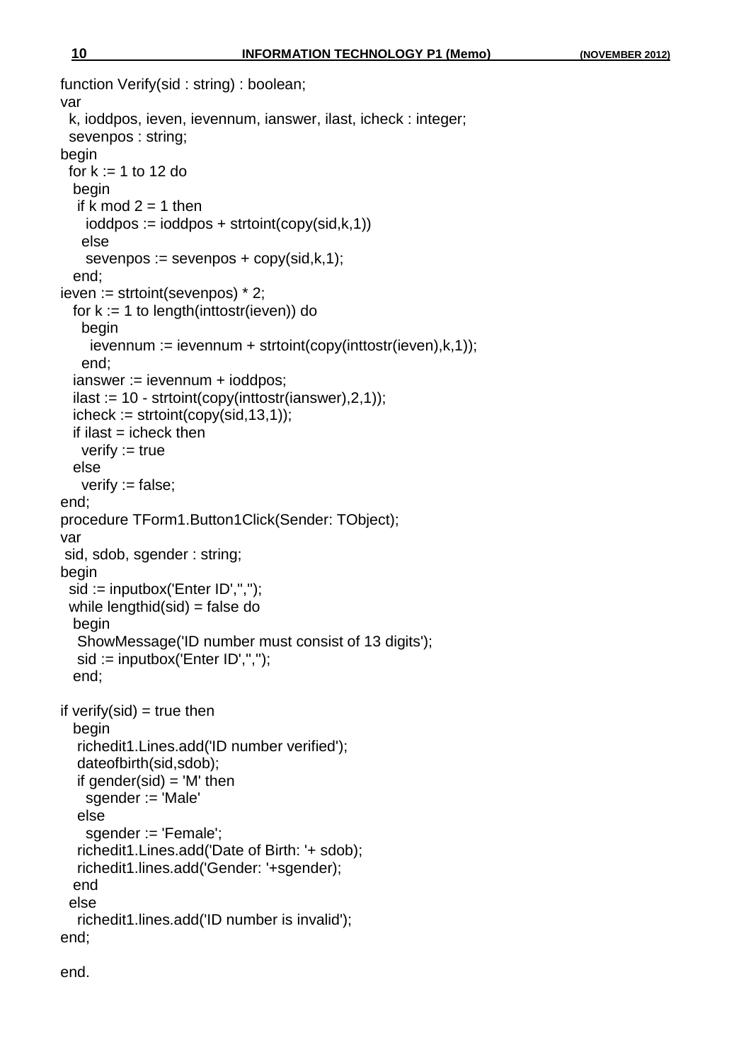```
function Verify(sid : string) : boolean;
var
  k, ioddpos, ieven, ievennum, ianswer, ilast, icheck : integer;
  sevenpos : string;
begin
  for k := 1 to 12 do
   begin
    if k mod 2 = 1 then
      ioddpos := ioddpos + strtoint(copy(sid,k,1))
     else
      sevenpos := sevenpos + copy(sid,k,1);
   end;
ieven := strtoint(sevenpos) * 2;
   for k := 1 to length(inttostr(ieven)) do
     begin
       ievennum := ievennum + strtoint(copy(inttostr(ieven),k,1));
     end;
   ianswer := ievennum + ioddpos;
   ilast := 10 - strtoint(copy(inttostr(ianswer),2,1));
   icheck := strtoint(copy(sid,13,1));
   if ilast = icheck then
     verify := true
   else
     verify := false;
end;
procedure TForm1.Button1Click(Sender: TObject);
var
 sid, sdob, sgender : string;
begin
  sid := inputbox('Enter ID','','');
  while lengthid(sid) = false do
   begin
    ShowMessage('ID number must consist of 13 digits');
    sid := inputbox('Enter ID','','');
   end;

if verify(sid) = true then
   begin
    richedit1.Lines.add('ID number verified');
    dateofbirth(sid,sdob);
    if gender(sid) = 'M' then
      sgender := 'Male'
    else
      sgender := 'Female';
    richedit1.Lines.add('Date of Birth: '+ sdob);
    richedit1.lines.add('Gender: '+sgender);
   end
  else
    richedit1.lines.add('ID number is invalid');
end;

end.
```